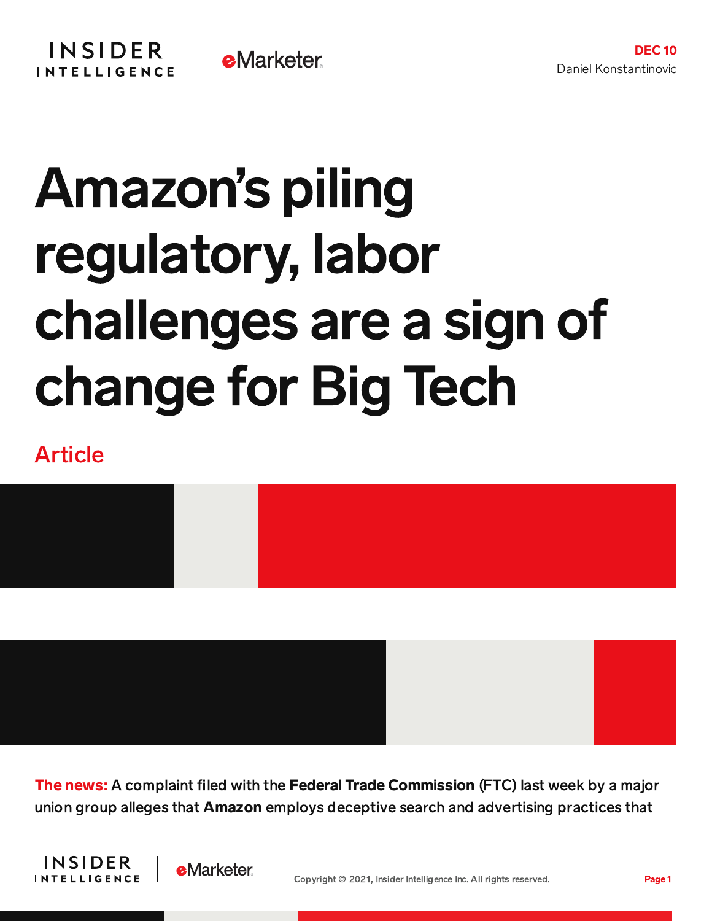DEC 10
Daniel Konstantinovic

# Amazon's piling regulatory, labor challenges are a sign of change for Big Tech

Article

**The news:** A complaint filed with the **Federal Trade Commission** (FTC) last week by a major union group alleges that **Amazon** employs deceptive search and advertising practices that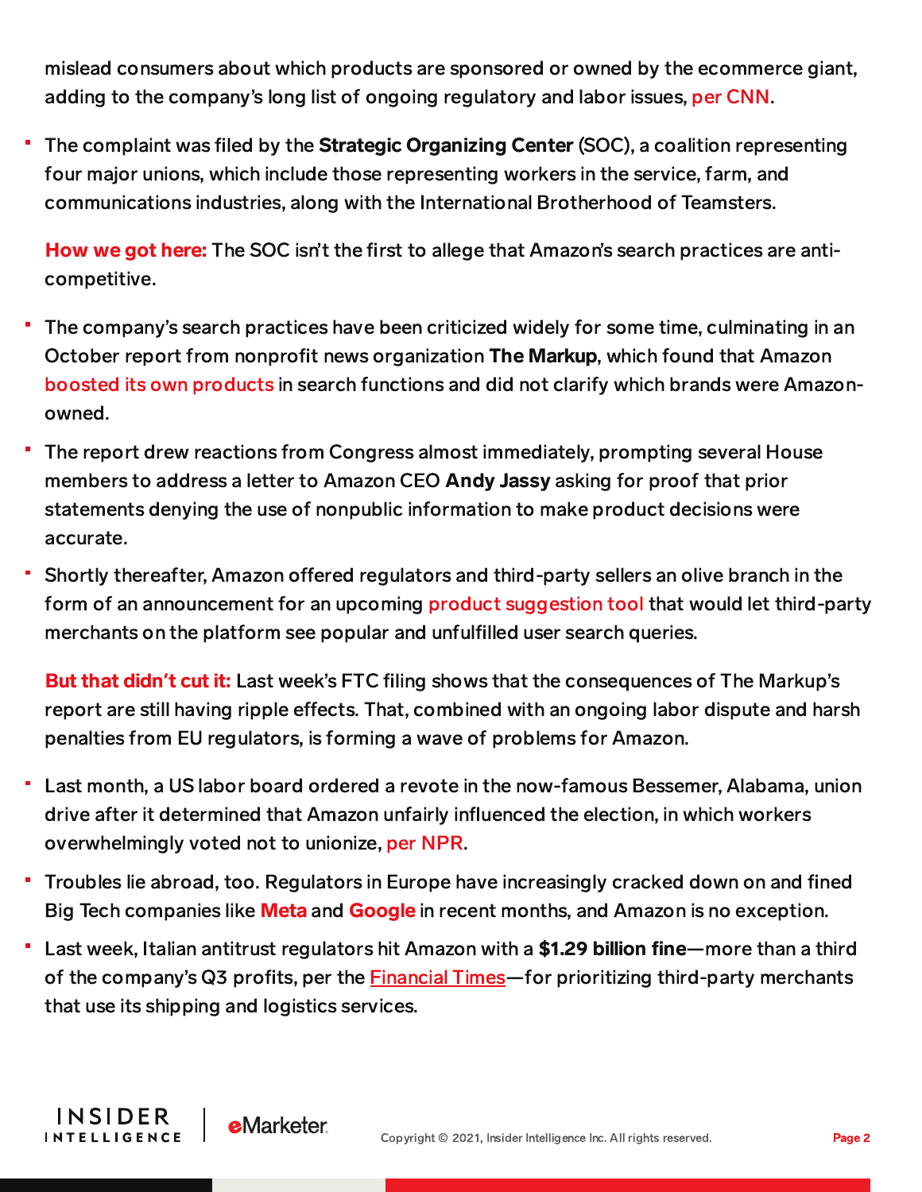mislead consumers about which products are sponsored or owned by the ecommerce giant, adding to the company's long list of ongoing regulatory and labor issues, per CNN.

- The complaint was filed by the **Strategic Organizing Center** (SOC), a coalition representing four major unions, which include those representing workers in the service, farm, and communications industries, along with the International Brotherhood of Teamsters.

**How we got here:** The SOC isn't the first to allege that Amazon's search practices are anti-competitive.

- The company's search practices have been criticized widely for some time, culminating in an October report from nonprofit news organization **The Markup**, which found that Amazon boosted its own products in search functions and did not clarify which brands were Amazon-owned.
- The report drew reactions from Congress almost immediately, prompting several House members to address a letter to Amazon CEO **Andy Jassy** asking for proof that prior statements denying the use of nonpublic information to make product decisions were accurate.
- Shortly thereafter, Amazon offered regulators and third-party sellers an olive branch in the form of an announcement for an upcoming product suggestion tool that would let third-party merchants on the platform see popular and unfulfilled user search queries.

**But that didn't cut it:** Last week's FTC filing shows that the consequences of The Markup's report are still having ripple effects. That, combined with an ongoing labor dispute and harsh penalties from EU regulators, is forming a wave of problems for Amazon.

- Last month, a US labor board ordered a revote in the now-famous Bessemer, Alabama, union drive after it determined that Amazon unfairly influenced the election, in which workers overwhelmingly voted not to unionize, per NPR.
- Troubles lie abroad, too. Regulators in Europe have increasingly cracked down on and fined Big Tech companies like **Meta** and **Google** in recent months, and Amazon is no exception.
- Last week, Italian antitrust regulators hit Amazon with a **$1.29 billion fine**—more than a third of the company's Q3 profits, per the Financial Times—for prioritizing third-party merchants that use its shipping and logistics services.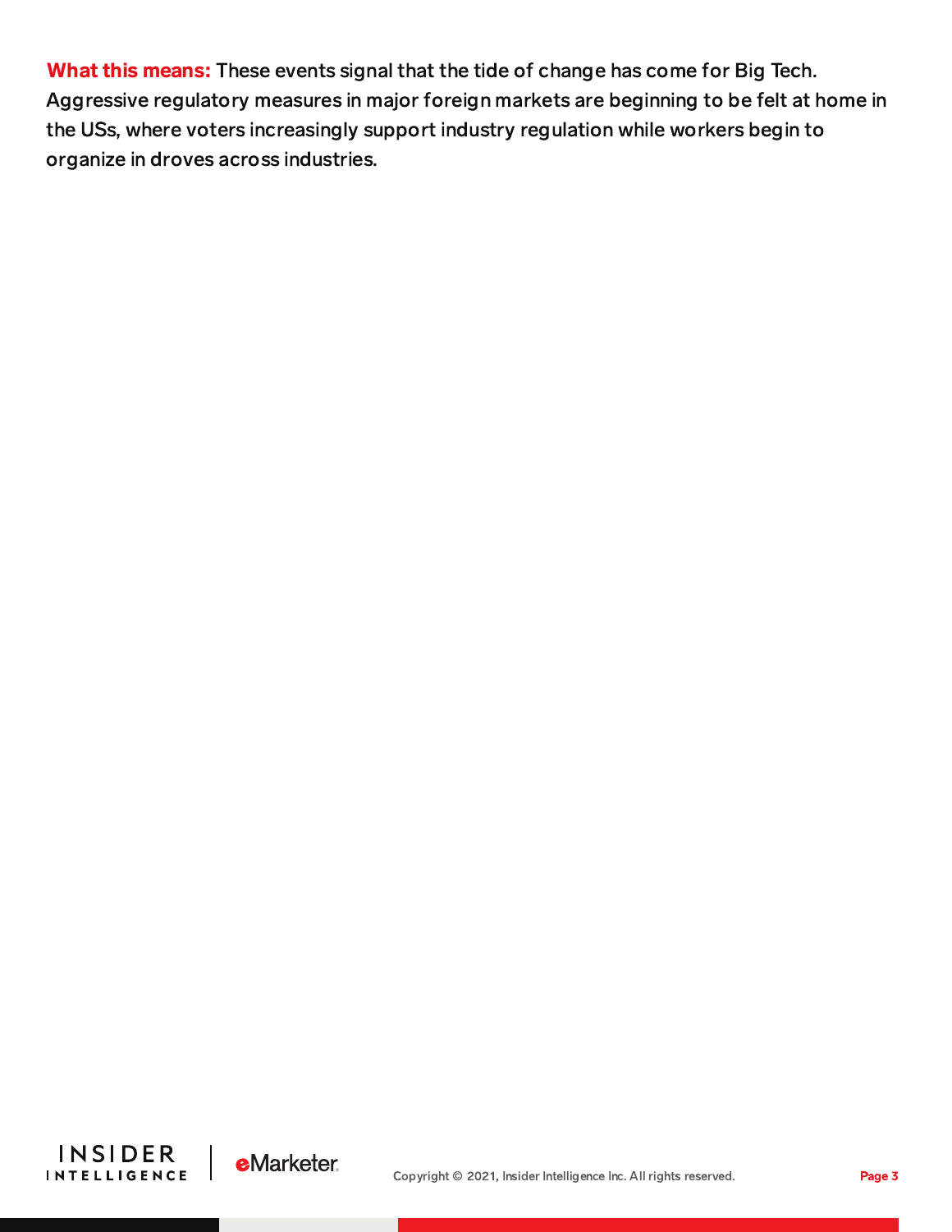**What this means:** These events signal that the tide of change has come for Big Tech. Aggressive regulatory measures in major foreign markets are beginning to be felt at home in the USs, where voters increasingly support industry regulation while workers begin to organize in droves across industries.